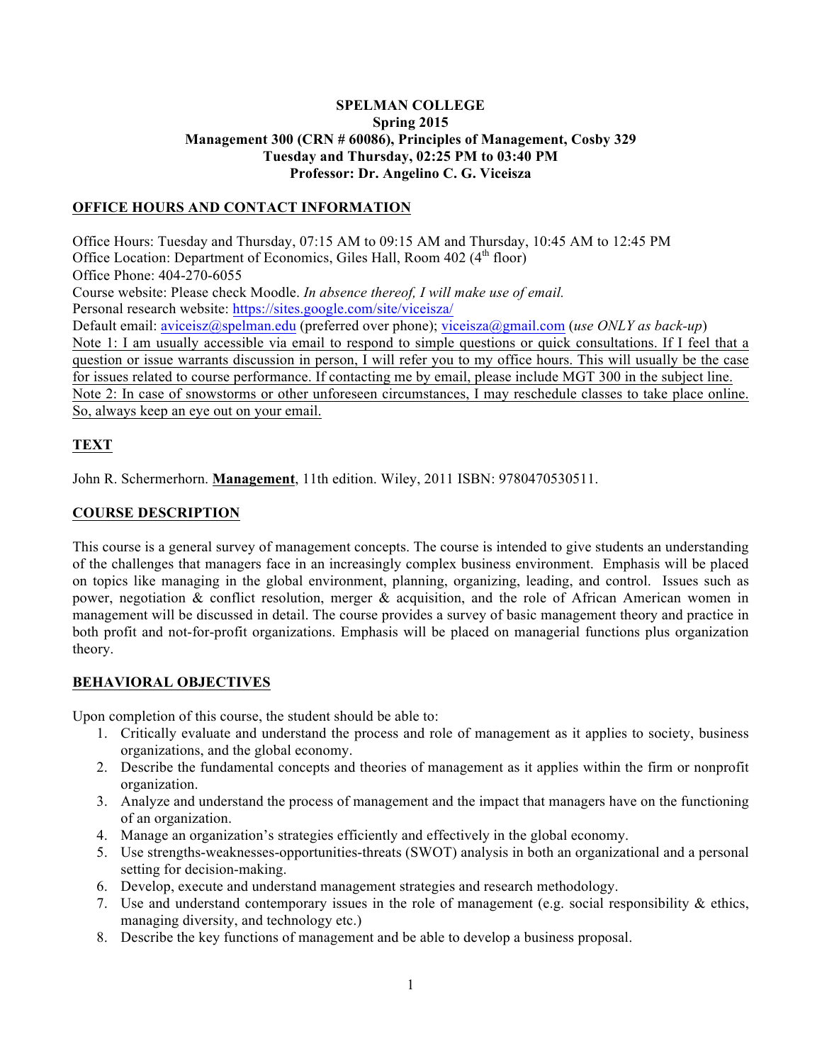**SPELMAN COLLEGE**
**Spring 2015**
**Management 300 (CRN # 60086), Principles of Management, Cosby 329**
**Tuesday and Thursday, 02:25 PM to 03:40 PM**
**Professor: Dr. Angelino C. G. Viceisza**

## OFFICE HOURS AND CONTACT INFORMATION

Office Hours: Tuesday and Thursday, 07:15 AM to 09:15 AM and Thursday, 10:45 AM to 12:45 PM
Office Location: Department of Economics, Giles Hall, Room 402 (4th floor)
Office Phone: 404-270-6055
Course website: Please check Moodle. *In absence thereof, I will make use of email.*
Personal research website: https://sites.google.com/site/viceisza/
Default email: aviceisz@spelman.edu (preferred over phone); viceisza@gmail.com (*use ONLY as back-up*)
Note 1: I am usually accessible via email to respond to simple questions or quick consultations. If I feel that a question or issue warrants discussion in person, I will refer you to my office hours. This will usually be the case for issues related to course performance. If contacting me by email, please include MGT 300 in the subject line.
Note 2: In case of snowstorms or other unforeseen circumstances, I may reschedule classes to take place online. So, always keep an eye out on your email.

## TEXT

John R. Schermerhorn. **Management**, 11th edition. Wiley, 2011 ISBN: 9780470530511.

## COURSE DESCRIPTION

This course is a general survey of management concepts. The course is intended to give students an understanding of the challenges that managers face in an increasingly complex business environment. Emphasis will be placed on topics like managing in the global environment, planning, organizing, leading, and control. Issues such as power, negotiation & conflict resolution, merger & acquisition, and the role of African American women in management will be discussed in detail. The course provides a survey of basic management theory and practice in both profit and not-for-profit organizations. Emphasis will be placed on managerial functions plus organization theory.

## BEHAVIORAL OBJECTIVES

Upon completion of this course, the student should be able to:

1. Critically evaluate and understand the process and role of management as it applies to society, business organizations, and the global economy.
2. Describe the fundamental concepts and theories of management as it applies within the firm or nonprofit organization.
3. Analyze and understand the process of management and the impact that managers have on the functioning of an organization.
4. Manage an organization's strategies efficiently and effectively in the global economy.
5. Use strengths-weaknesses-opportunities-threats (SWOT) analysis in both an organizational and a personal setting for decision-making.
6. Develop, execute and understand management strategies and research methodology.
7. Use and understand contemporary issues in the role of management (e.g. social responsibility & ethics, managing diversity, and technology etc.)
8. Describe the key functions of management and be able to develop a business proposal.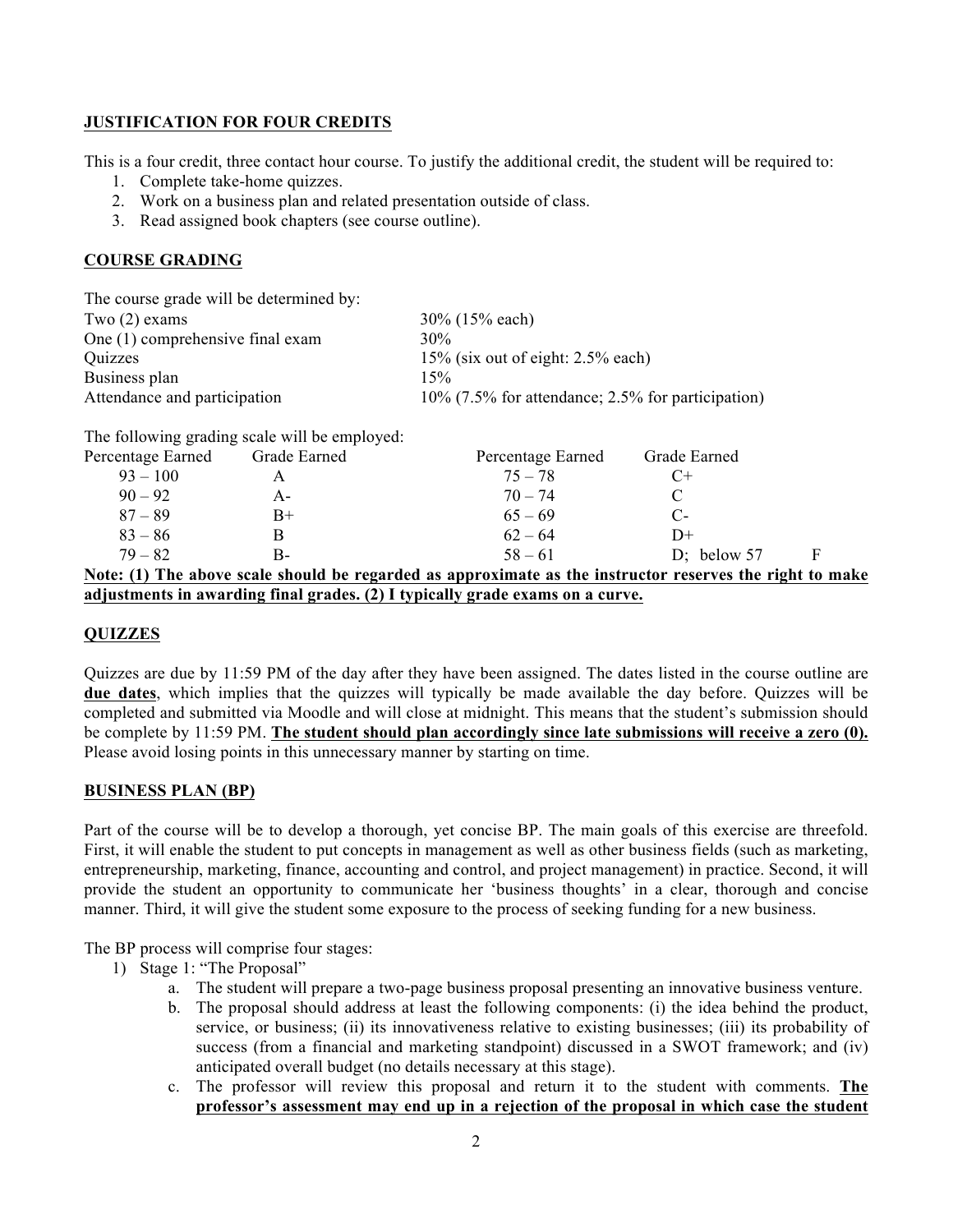## JUSTIFICATION FOR FOUR CREDITS

This is a four credit, three contact hour course. To justify the additional credit, the student will be required to:

1. Complete take-home quizzes.
2. Work on a business plan and related presentation outside of class.
3. Read assigned book chapters (see course outline).

## COURSE GRADING

The course grade will be determined by:

| | |
|---|---|
| Two (2) exams | 30% (15% each) |
| One (1) comprehensive final exam | 30% |
| Quizzes | 15% (six out of eight: 2.5% each) |
| Business plan | 15% |
| Attendance and participation | 10% (7.5% for attendance; 2.5% for participation) |

The following grading scale will be employed:

| Percentage Earned | Grade Earned | Percentage Earned | Grade Earned |
|---|---|---|---|
| 93 – 100 | A | 75 – 78 | C+ |
| 90 – 92 | A- | 70 – 74 | C |
| 87 – 89 | B+ | 65 – 69 | C- |
| 83 – 86 | B | 62 – 64 | D+ |
| 79 – 82 | B- | 58 – 61 | D; below 57 F |

**Note: (1) The above scale should be regarded as approximate as the instructor reserves the right to make adjustments in awarding final grades. (2) I typically grade exams on a curve.**

## QUIZZES

Quizzes are due by 11:59 PM of the day after they have been assigned. The dates listed in the course outline are **due dates**, which implies that the quizzes will typically be made available the day before. Quizzes will be completed and submitted via Moodle and will close at midnight. This means that the student's submission should be complete by 11:59 PM. **The student should plan accordingly since late submissions will receive a zero (0).** Please avoid losing points in this unnecessary manner by starting on time.

## BUSINESS PLAN (BP)

Part of the course will be to develop a thorough, yet concise BP. The main goals of this exercise are threefold. First, it will enable the student to put concepts in management as well as other business fields (such as marketing, entrepreneurship, marketing, finance, accounting and control, and project management) in practice. Second, it will provide the student an opportunity to communicate her 'business thoughts' in a clear, thorough and concise manner. Third, it will give the student some exposure to the process of seeking funding for a new business.

The BP process will comprise four stages:

1) Stage 1: "The Proposal"
   a. The student will prepare a two-page business proposal presenting an innovative business venture.
   b. The proposal should address at least the following components: (i) the idea behind the product, service, or business; (ii) its innovativeness relative to existing businesses; (iii) its probability of success (from a financial and marketing standpoint) discussed in a SWOT framework; and (iv) anticipated overall budget (no details necessary at this stage).
   c. The professor will review this proposal and return it to the student with comments. **The professor's assessment may end up in a rejection of the proposal in which case the student**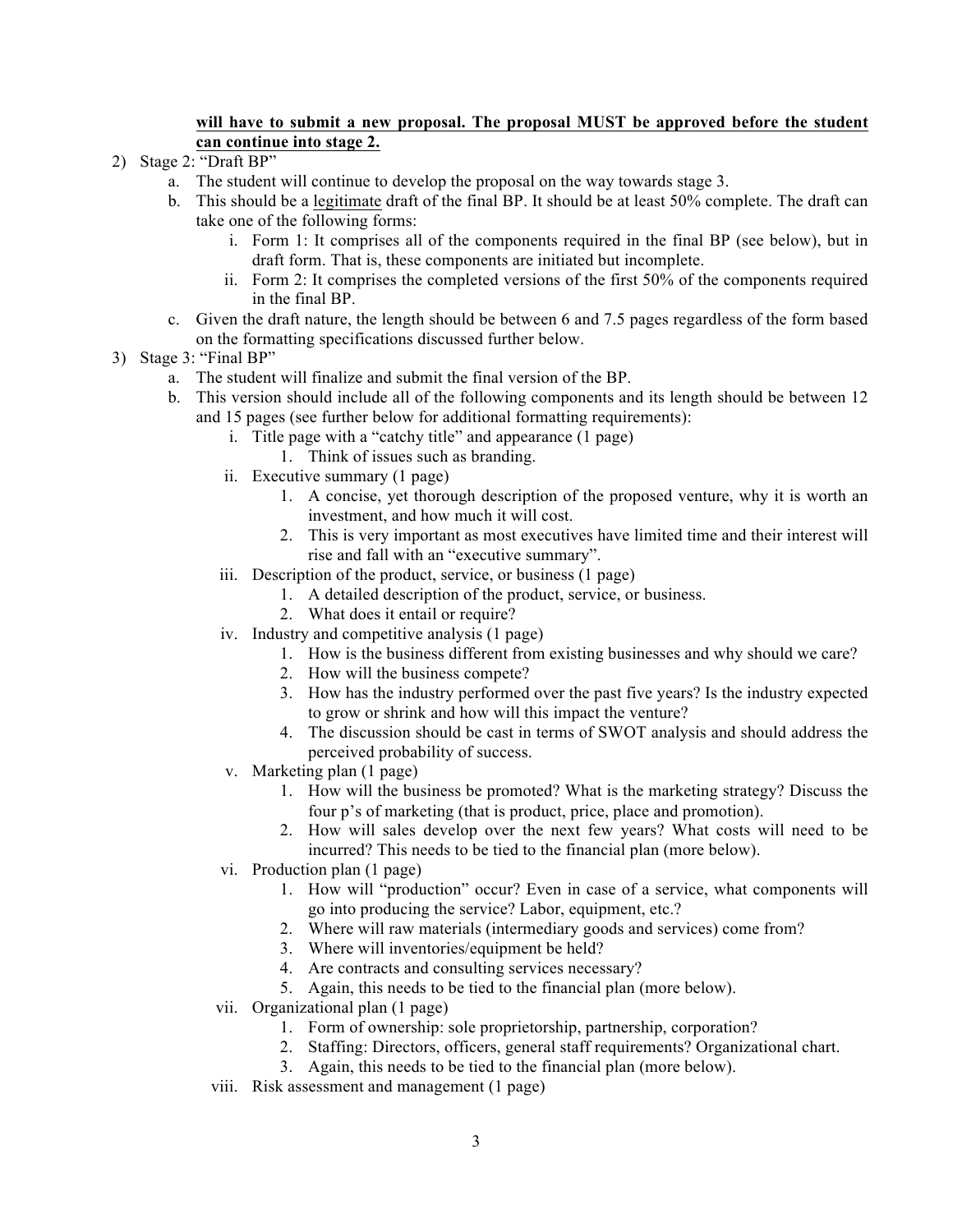**will have to submit a new proposal. The proposal MUST be approved before the student can continue into stage 2.**

2) Stage 2: "Draft BP"
   a. The student will continue to develop the proposal on the way towards stage 3.
   b. This should be a <u>legitimate</u> draft of the final BP. It should be at least 50% complete. The draft can take one of the following forms:
      i. Form 1: It comprises all of the components required in the final BP (see below), but in draft form. That is, these components are initiated but incomplete.
      ii. Form 2: It comprises the completed versions of the first 50% of the components required in the final BP.
   c. Given the draft nature, the length should be between 6 and 7.5 pages regardless of the form based on the formatting specifications discussed further below.
3) Stage 3: "Final BP"
   a. The student will finalize and submit the final version of the BP.
   b. This version should include all of the following components and its length should be between 12 and 15 pages (see further below for additional formatting requirements):
      i. Title page with a "catchy title" and appearance (1 page)
         1. Think of issues such as branding.
      ii. Executive summary (1 page)
         1. A concise, yet thorough description of the proposed venture, why it is worth an investment, and how much it will cost.
         2. This is very important as most executives have limited time and their interest will rise and fall with an "executive summary".
      iii. Description of the product, service, or business (1 page)
         1. A detailed description of the product, service, or business.
         2. What does it entail or require?
      iv. Industry and competitive analysis (1 page)
         1. How is the business different from existing businesses and why should we care?
         2. How will the business compete?
         3. How has the industry performed over the past five years? Is the industry expected to grow or shrink and how will this impact the venture?
         4. The discussion should be cast in terms of SWOT analysis and should address the perceived probability of success.
      v. Marketing plan (1 page)
         1. How will the business be promoted? What is the marketing strategy? Discuss the four p's of marketing (that is product, price, place and promotion).
         2. How will sales develop over the next few years? What costs will need to be incurred? This needs to be tied to the financial plan (more below).
      vi. Production plan (1 page)
         1. How will "production" occur? Even in case of a service, what components will go into producing the service? Labor, equipment, etc.?
         2. Where will raw materials (intermediary goods and services) come from?
         3. Where will inventories/equipment be held?
         4. Are contracts and consulting services necessary?
         5. Again, this needs to be tied to the financial plan (more below).
      vii. Organizational plan (1 page)
         1. Form of ownership: sole proprietorship, partnership, corporation?
         2. Staffing: Directors, officers, general staff requirements? Organizational chart.
         3. Again, this needs to be tied to the financial plan (more below).
      viii. Risk assessment and management (1 page)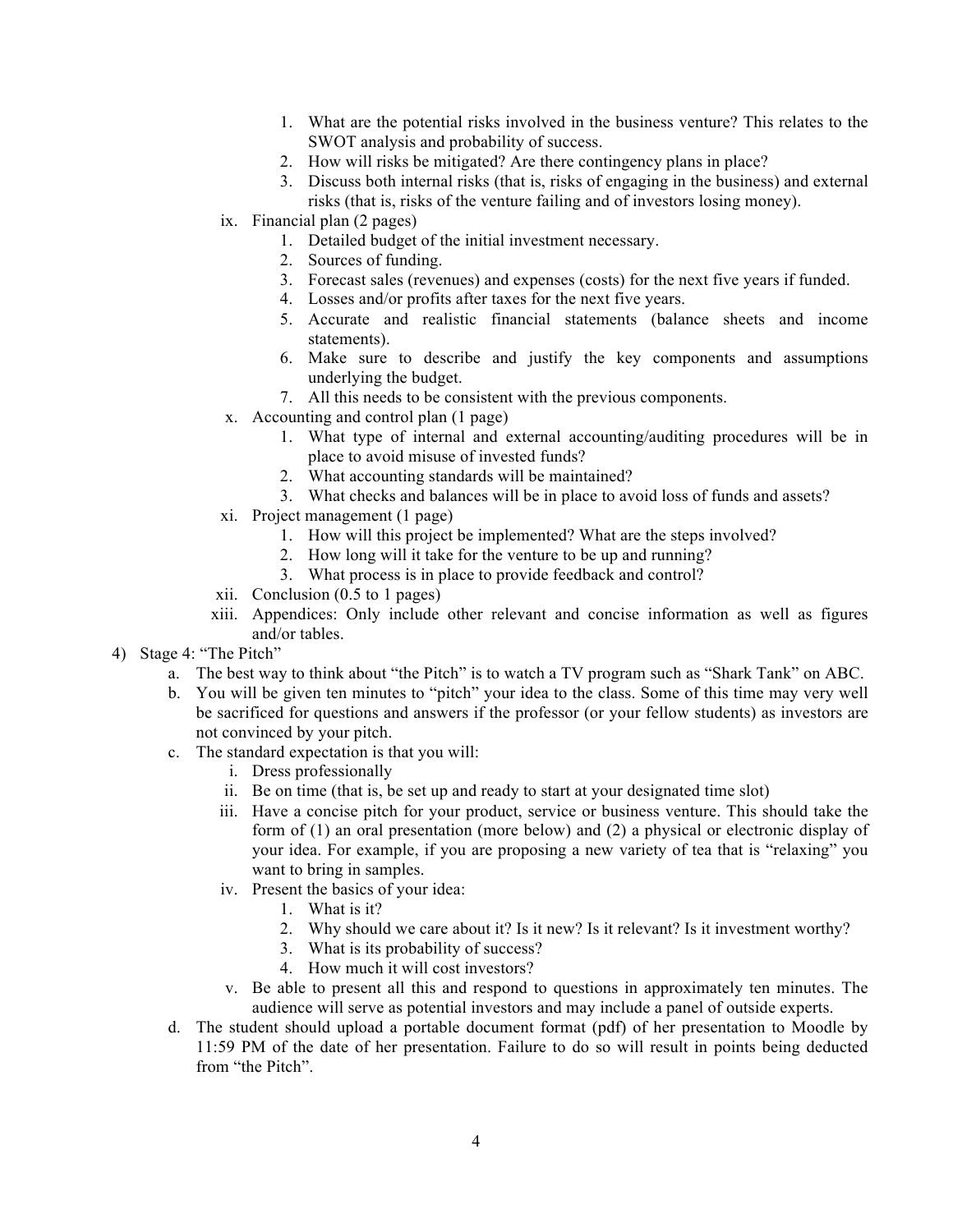1. What are the potential risks involved in the business venture? This relates to the SWOT analysis and probability of success.
2. How will risks be mitigated? Are there contingency plans in place?
3. Discuss both internal risks (that is, risks of engaging in the business) and external risks (that is, risks of the venture failing and of investors losing money).

ix. Financial plan (2 pages)
   1. Detailed budget of the initial investment necessary.
   2. Sources of funding.
   3. Forecast sales (revenues) and expenses (costs) for the next five years if funded.
   4. Losses and/or profits after taxes for the next five years.
   5. Accurate and realistic financial statements (balance sheets and income statements).
   6. Make sure to describe and justify the key components and assumptions underlying the budget.
   7. All this needs to be consistent with the previous components.

x. Accounting and control plan (1 page)
   1. What type of internal and external accounting/auditing procedures will be in place to avoid misuse of invested funds?
   2. What accounting standards will be maintained?
   3. What checks and balances will be in place to avoid loss of funds and assets?

xi. Project management (1 page)
   1. How will this project be implemented? What are the steps involved?
   2. How long will it take for the venture to be up and running?
   3. What process is in place to provide feedback and control?

xii. Conclusion (0.5 to 1 pages)

xiii. Appendices: Only include other relevant and concise information as well as figures and/or tables.

4) Stage 4: "The Pitch"
   a. The best way to think about "the Pitch" is to watch a TV program such as "Shark Tank" on ABC.
   b. You will be given ten minutes to "pitch" your idea to the class. Some of this time may very well be sacrificed for questions and answers if the professor (or your fellow students) as investors are not convinced by your pitch.
   c. The standard expectation is that you will:
      i. Dress professionally
      ii. Be on time (that is, be set up and ready to start at your designated time slot)
      iii. Have a concise pitch for your product, service or business venture. This should take the form of (1) an oral presentation (more below) and (2) a physical or electronic display of your idea. For example, if you are proposing a new variety of tea that is "relaxing" you want to bring in samples.
      iv. Present the basics of your idea:
         1. What is it?
         2. Why should we care about it? Is it new? Is it relevant? Is it investment worthy?
         3. What is its probability of success?
         4. How much it will cost investors?
      v. Be able to present all this and respond to questions in approximately ten minutes. The audience will serve as potential investors and may include a panel of outside experts.
   d. The student should upload a portable document format (pdf) of her presentation to Moodle by 11:59 PM of the date of her presentation. Failure to do so will result in points being deducted from "the Pitch".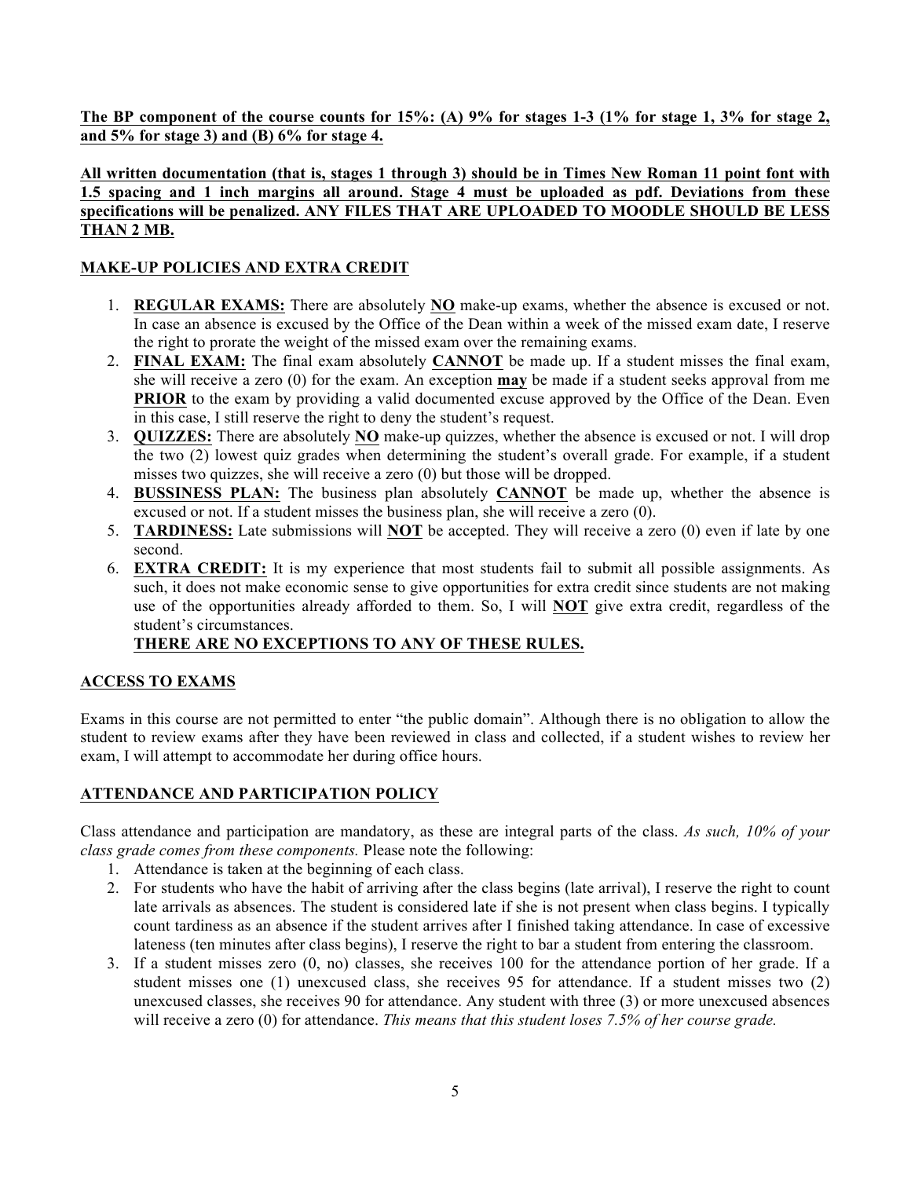**The BP component of the course counts for 15%: (A) 9% for stages 1-3 (1% for stage 1, 3% for stage 2, and 5% for stage 3) and (B) 6% for stage 4.**

**All written documentation (that is, stages 1 through 3) should be in Times New Roman 11 point font with 1.5 spacing and 1 inch margins all around. Stage 4 must be uploaded as pdf. Deviations from these specifications will be penalized. ANY FILES THAT ARE UPLOADED TO MOODLE SHOULD BE LESS THAN 2 MB.**

## MAKE-UP POLICIES AND EXTRA CREDIT

1. **REGULAR EXAMS:** There are absolutely **NO** make-up exams, whether the absence is excused or not. In case an absence is excused by the Office of the Dean within a week of the missed exam date, I reserve the right to prorate the weight of the missed exam over the remaining exams.
2. **FINAL EXAM:** The final exam absolutely **CANNOT** be made up. If a student misses the final exam, she will receive a zero (0) for the exam. An exception **may** be made if a student seeks approval from me **PRIOR** to the exam by providing a valid documented excuse approved by the Office of the Dean. Even in this case, I still reserve the right to deny the student's request.
3. **QUIZZES:** There are absolutely **NO** make-up quizzes, whether the absence is excused or not. I will drop the two (2) lowest quiz grades when determining the student's overall grade. For example, if a student misses two quizzes, she will receive a zero (0) but those will be dropped.
4. **BUSSINESS PLAN:** The business plan absolutely **CANNOT** be made up, whether the absence is excused or not. If a student misses the business plan, she will receive a zero (0).
5. **TARDINESS:** Late submissions will **NOT** be accepted. They will receive a zero (0) even if late by one second.
6. **EXTRA CREDIT:** It is my experience that most students fail to submit all possible assignments. As such, it does not make economic sense to give opportunities for extra credit since students are not making use of the opportunities already afforded to them. So, I will **NOT** give extra credit, regardless of the student's circumstances.

   **THERE ARE NO EXCEPTIONS TO ANY OF THESE RULES.**

## ACCESS TO EXAMS

Exams in this course are not permitted to enter "the public domain". Although there is no obligation to allow the student to review exams after they have been reviewed in class and collected, if a student wishes to review her exam, I will attempt to accommodate her during office hours.

## ATTENDANCE AND PARTICIPATION POLICY

Class attendance and participation are mandatory, as these are integral parts of the class. *As such, 10% of your class grade comes from these components.* Please note the following:

1. Attendance is taken at the beginning of each class.
2. For students who have the habit of arriving after the class begins (late arrival), I reserve the right to count late arrivals as absences. The student is considered late if she is not present when class begins. I typically count tardiness as an absence if the student arrives after I finished taking attendance. In case of excessive lateness (ten minutes after class begins), I reserve the right to bar a student from entering the classroom.
3. If a student misses zero (0, no) classes, she receives 100 for the attendance portion of her grade. If a student misses one (1) unexcused class, she receives 95 for attendance. If a student misses two (2) unexcused classes, she receives 90 for attendance. Any student with three (3) or more unexcused absences will receive a zero (0) for attendance. *This means that this student loses 7.5% of her course grade.*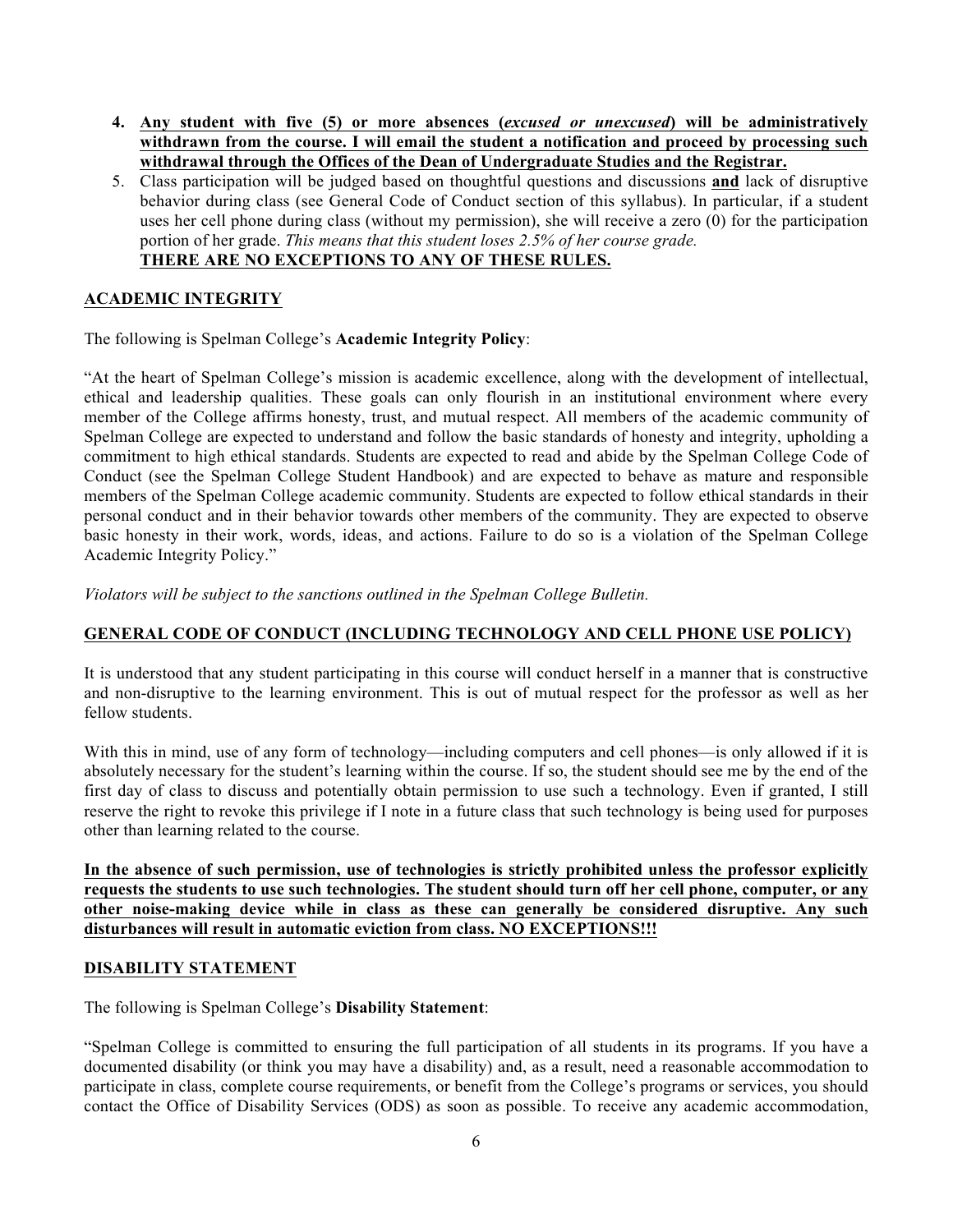4. **Any student with five (5) or more absences (*excused or unexcused*) will be administratively withdrawn from the course. I will email the student a notification and proceed by processing such withdrawal through the Offices of the Dean of Undergraduate Studies and the Registrar.**
5. Class participation will be judged based on thoughtful questions and discussions **and** lack of disruptive behavior during class (see General Code of Conduct section of this syllabus). In particular, if a student uses her cell phone during class (without my permission), she will receive a zero (0) for the participation portion of her grade. *This means that this student loses 2.5% of her course grade.*
   **THERE ARE NO EXCEPTIONS TO ANY OF THESE RULES.**

## ACADEMIC INTEGRITY

The following is Spelman College's **Academic Integrity Policy**:

"At the heart of Spelman College's mission is academic excellence, along with the development of intellectual, ethical and leadership qualities. These goals can only flourish in an institutional environment where every member of the College affirms honesty, trust, and mutual respect. All members of the academic community of Spelman College are expected to understand and follow the basic standards of honesty and integrity, upholding a commitment to high ethical standards. Students are expected to read and abide by the Spelman College Code of Conduct (see the Spelman College Student Handbook) and are expected to behave as mature and responsible members of the Spelman College academic community. Students are expected to follow ethical standards in their personal conduct and in their behavior towards other members of the community. They are expected to observe basic honesty in their work, words, ideas, and actions. Failure to do so is a violation of the Spelman College Academic Integrity Policy."

*Violators will be subject to the sanctions outlined in the Spelman College Bulletin.*

## GENERAL CODE OF CONDUCT (INCLUDING TECHNOLOGY AND CELL PHONE USE POLICY)

It is understood that any student participating in this course will conduct herself in a manner that is constructive and non-disruptive to the learning environment. This is out of mutual respect for the professor as well as her fellow students.

With this in mind, use of any form of technology—including computers and cell phones—is only allowed if it is absolutely necessary for the student's learning within the course. If so, the student should see me by the end of the first day of class to discuss and potentially obtain permission to use such a technology. Even if granted, I still reserve the right to revoke this privilege if I note in a future class that such technology is being used for purposes other than learning related to the course.

**In the absence of such permission, use of technologies is strictly prohibited unless the professor explicitly requests the students to use such technologies. The student should turn off her cell phone, computer, or any other noise-making device while in class as these can generally be considered disruptive. Any such disturbances will result in automatic eviction from class. NO EXCEPTIONS!!!**

## DISABILITY STATEMENT

The following is Spelman College's **Disability Statement**:

"Spelman College is committed to ensuring the full participation of all students in its programs. If you have a documented disability (or think you may have a disability) and, as a result, need a reasonable accommodation to participate in class, complete course requirements, or benefit from the College's programs or services, you should contact the Office of Disability Services (ODS) as soon as possible. To receive any academic accommodation,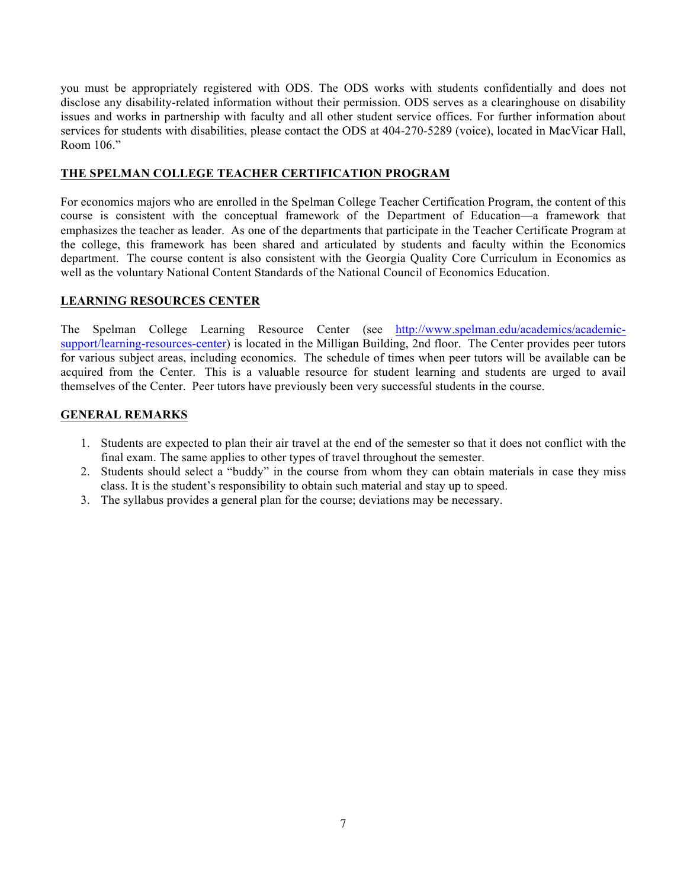you must be appropriately registered with ODS. The ODS works with students confidentially and does not disclose any disability-related information without their permission. ODS serves as a clearinghouse on disability issues and works in partnership with faculty and all other student service offices. For further information about services for students with disabilities, please contact the ODS at 404-270-5289 (voice), located in MacVicar Hall, Room 106."

## THE SPELMAN COLLEGE TEACHER CERTIFICATION PROGRAM

For economics majors who are enrolled in the Spelman College Teacher Certification Program, the content of this course is consistent with the conceptual framework of the Department of Education—a framework that emphasizes the teacher as leader. As one of the departments that participate in the Teacher Certificate Program at the college, this framework has been shared and articulated by students and faculty within the Economics department. The course content is also consistent with the Georgia Quality Core Curriculum in Economics as well as the voluntary National Content Standards of the National Council of Economics Education.

## LEARNING RESOURCES CENTER

The Spelman College Learning Resource Center (see http://www.spelman.edu/academics/academic-support/learning-resources-center) is located in the Milligan Building, 2nd floor. The Center provides peer tutors for various subject areas, including economics. The schedule of times when peer tutors will be available can be acquired from the Center. This is a valuable resource for student learning and students are urged to avail themselves of the Center. Peer tutors have previously been very successful students in the course.

## GENERAL REMARKS

1. Students are expected to plan their air travel at the end of the semester so that it does not conflict with the final exam. The same applies to other types of travel throughout the semester.
2. Students should select a "buddy" in the course from whom they can obtain materials in case they miss class. It is the student's responsibility to obtain such material and stay up to speed.
3. The syllabus provides a general plan for the course; deviations may be necessary.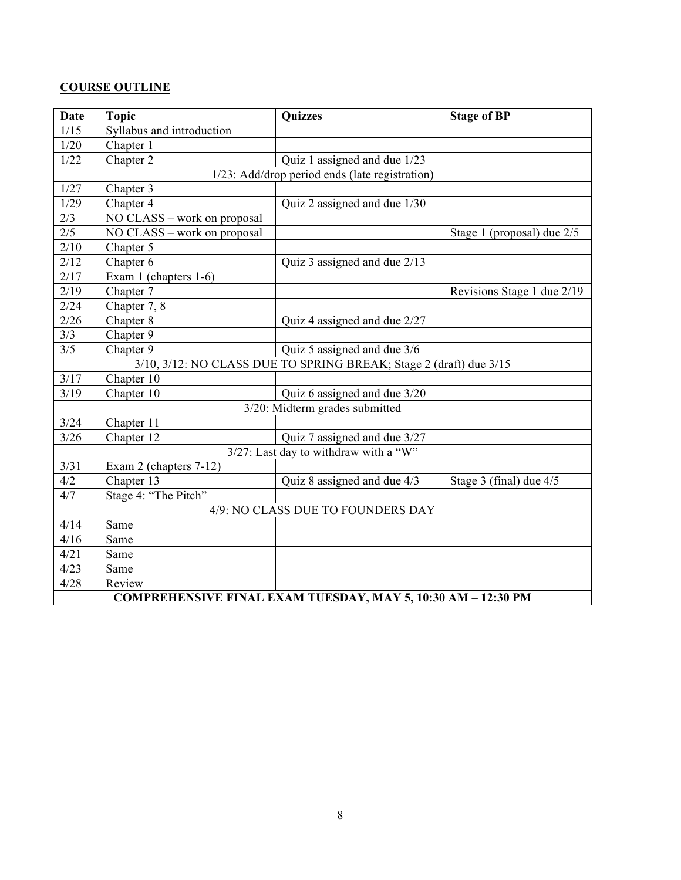**COURSE OUTLINE**

| Date | Topic | Quizzes | Stage of BP |
|---|---|---|---|
| 1/15 | Syllabus and introduction | | |
| 1/20 | Chapter 1 | | |
| 1/22 | Chapter 2 | Quiz 1 assigned and due 1/23 | |
| 1/23: Add/drop period ends (late registration) | | | |
| 1/27 | Chapter 3 | | |
| 1/29 | Chapter 4 | Quiz 2 assigned and due 1/30 | |
| 2/3 | NO CLASS – work on proposal | | |
| 2/5 | NO CLASS – work on proposal | | Stage 1 (proposal) due 2/5 |
| 2/10 | Chapter 5 | | |
| 2/12 | Chapter 6 | Quiz 3 assigned and due 2/13 | |
| 2/17 | Exam 1 (chapters 1-6) | | |
| 2/19 | Chapter 7 | | Revisions Stage 1 due 2/19 |
| 2/24 | Chapter 7, 8 | | |
| 2/26 | Chapter 8 | Quiz 4 assigned and due 2/27 | |
| 3/3 | Chapter 9 | | |
| 3/5 | Chapter 9 | Quiz 5 assigned and due 3/6 | |
| 3/10, 3/12: NO CLASS DUE TO SPRING BREAK; Stage 2 (draft) due 3/15 | | | |
| 3/17 | Chapter 10 | | |
| 3/19 | Chapter 10 | Quiz 6 assigned and due 3/20 | |
| 3/20: Midterm grades submitted | | | |
| 3/24 | Chapter 11 | | |
| 3/26 | Chapter 12 | Quiz 7 assigned and due 3/27 | |
| 3/27: Last day to withdraw with a "W" | | | |
| 3/31 | Exam 2 (chapters 7-12) | | |
| 4/2 | Chapter 13 | Quiz 8 assigned and due 4/3 | Stage 3 (final) due 4/5 |
| 4/7 | Stage 4: "The Pitch" | | |
| 4/9: NO CLASS DUE TO FOUNDERS DAY | | | |
| 4/14 | Same | | |
| 4/16 | Same | | |
| 4/21 | Same | | |
| 4/23 | Same | | |
| 4/28 | Review | | |
| **COMPREHENSIVE FINAL EXAM TUESDAY, MAY 5, 10:30 AM – 12:30 PM** | | | |